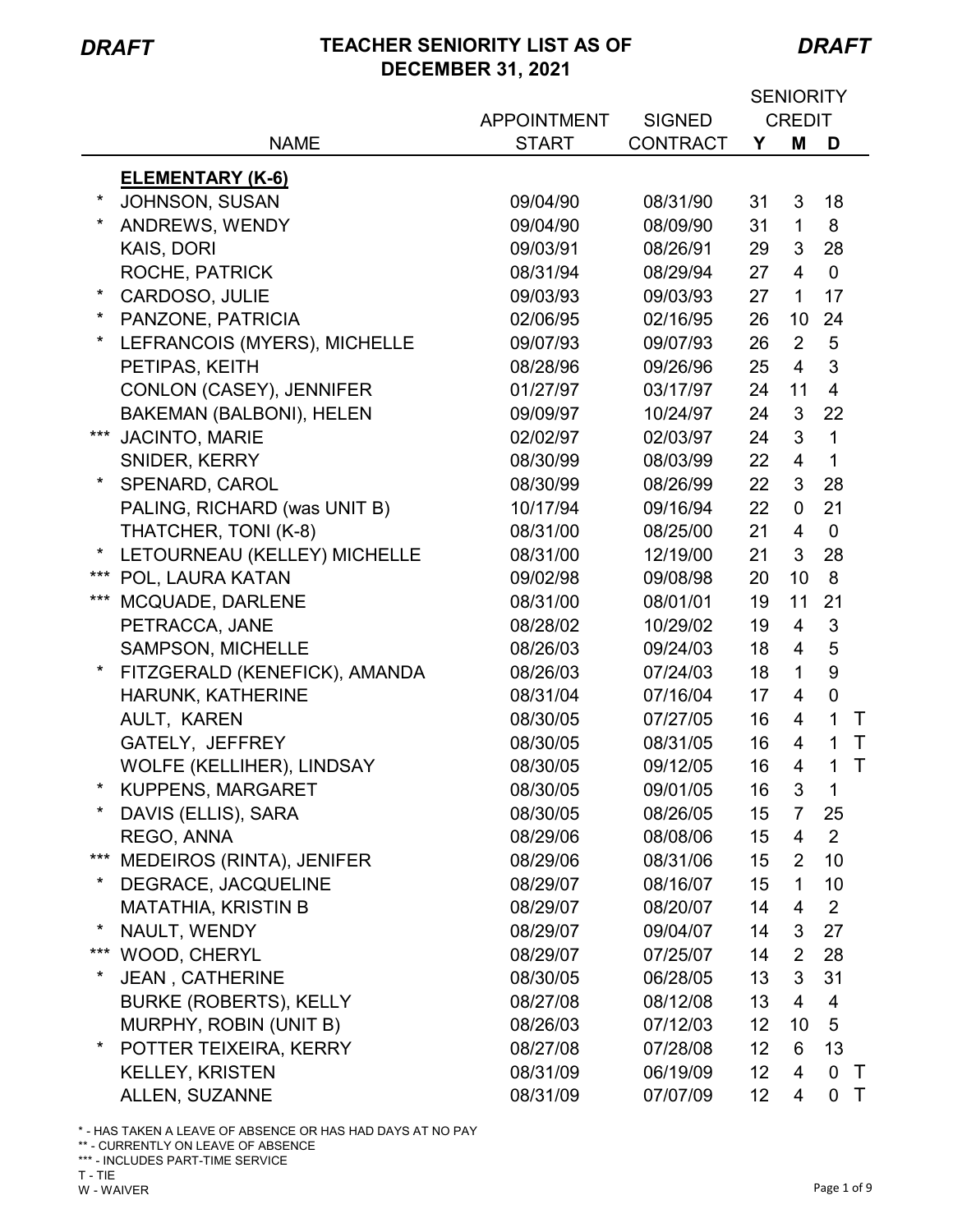*DRAFT* **TEACHER SENIORITY LIST AS OF DECEMBER 31, 2021** *DRAFT*

| | NAME | APPOINTMENT START | SIGNED CONTRACT | SENIORITY CREDIT Y | M | D | |
|---|---|---|---|---|---|---|---|
| | **ELEMENTARY (K-6)** | | | | | | |
| * | JOHNSON, SUSAN | 09/04/90 | 08/31/90 | 31 | 3 | 18 | |
| * | ANDREWS, WENDY | 09/04/90 | 08/09/90 | 31 | 1 | 8 | |
| | KAIS, DORI | 09/03/91 | 08/26/91 | 29 | 3 | 28 | |
| | ROCHE, PATRICK | 08/31/94 | 08/29/94 | 27 | 4 | 0 | |
| * | CARDOSO, JULIE | 09/03/93 | 09/03/93 | 27 | 1 | 17 | |
| * | PANZONE, PATRICIA | 02/06/95 | 02/16/95 | 26 | 10 | 24 | |
| * | LEFRANCOIS (MYERS), MICHELLE | 09/07/93 | 09/07/93 | 26 | 2 | 5 | |
| | PETIPAS, KEITH | 08/28/96 | 09/26/96 | 25 | 4 | 3 | |
| | CONLON (CASEY), JENNIFER | 01/27/97 | 03/17/97 | 24 | 11 | 4 | |
| | BAKEMAN (BALBONI), HELEN | 09/09/97 | 10/24/97 | 24 | 3 | 22 | |
| *** | JACINTO, MARIE | 02/02/97 | 02/03/97 | 24 | 3 | 1 | |
| | SNIDER, KERRY | 08/30/99 | 08/03/99 | 22 | 4 | 1 | |
| * | SPENARD, CAROL | 08/30/99 | 08/26/99 | 22 | 3 | 28 | |
| | PALING, RICHARD (was UNIT B) | 10/17/94 | 09/16/94 | 22 | 0 | 21 | |
| | THATCHER, TONI (K-8) | 08/31/00 | 08/25/00 | 21 | 4 | 0 | |
| * | LETOURNEAU (KELLEY) MICHELLE | 08/31/00 | 12/19/00 | 21 | 3 | 28 | |
| *** | POL, LAURA KATAN | 09/02/98 | 09/08/98 | 20 | 10 | 8 | |
| *** | MCQUADE, DARLENE | 08/31/00 | 08/01/01 | 19 | 11 | 21 | |
| | PETRACCA, JANE | 08/28/02 | 10/29/02 | 19 | 4 | 3 | |
| | SAMPSON, MICHELLE | 08/26/03 | 09/24/03 | 18 | 4 | 5 | |
| * | FITZGERALD (KENEFICK), AMANDA | 08/26/03 | 07/24/03 | 18 | 1 | 9 | |
| | HARUNK, KATHERINE | 08/31/04 | 07/16/04 | 17 | 4 | 0 | |
| | AULT, KAREN | 08/30/05 | 07/27/05 | 16 | 4 | 1 | T |
| | GATELY, JEFFREY | 08/30/05 | 08/31/05 | 16 | 4 | 1 | T |
| | WOLFE (KELLIHER), LINDSAY | 08/30/05 | 09/12/05 | 16 | 4 | 1 | T |
| * | KUPPENS, MARGARET | 08/30/05 | 09/01/05 | 16 | 3 | 1 | |
| * | DAVIS (ELLIS), SARA | 08/30/05 | 08/26/05 | 15 | 7 | 25 | |
| | REGO, ANNA | 08/29/06 | 08/08/06 | 15 | 4 | 2 | |
| *** | MEDEIROS (RINTA), JENIFER | 08/29/06 | 08/31/06 | 15 | 2 | 10 | |
| * | DEGRACE, JACQUELINE | 08/29/07 | 08/16/07 | 15 | 1 | 10 | |
| | MATATHIA, KRISTIN B | 08/29/07 | 08/20/07 | 14 | 4 | 2 | |
| * | NAULT, WENDY | 08/29/07 | 09/04/07 | 14 | 3 | 27 | |
| *** | WOOD, CHERYL | 08/29/07 | 07/25/07 | 14 | 2 | 28 | |
| * | JEAN , CATHERINE | 08/30/05 | 06/28/05 | 13 | 3 | 31 | |
| | BURKE (ROBERTS), KELLY | 08/27/08 | 08/12/08 | 13 | 4 | 4 | |
| | MURPHY, ROBIN (UNIT B) | 08/26/03 | 07/12/03 | 12 | 10 | 5 | |
| * | POTTER TEIXEIRA, KERRY | 08/27/08 | 07/28/08 | 12 | 6 | 13 | |
| | KELLEY, KRISTEN | 08/31/09 | 06/19/09 | 12 | 4 | 0 | T |
| | ALLEN, SUZANNE | 08/31/09 | 07/07/09 | 12 | 4 | 0 | T |

\* - HAS TAKEN A LEAVE OF ABSENCE OR HAS HAD DAYS AT NO PAY
\** - CURRENTLY ON LEAVE OF ABSENCE
\*** - INCLUDES PART-TIME SERVICE
T - TIE
W - WAIVER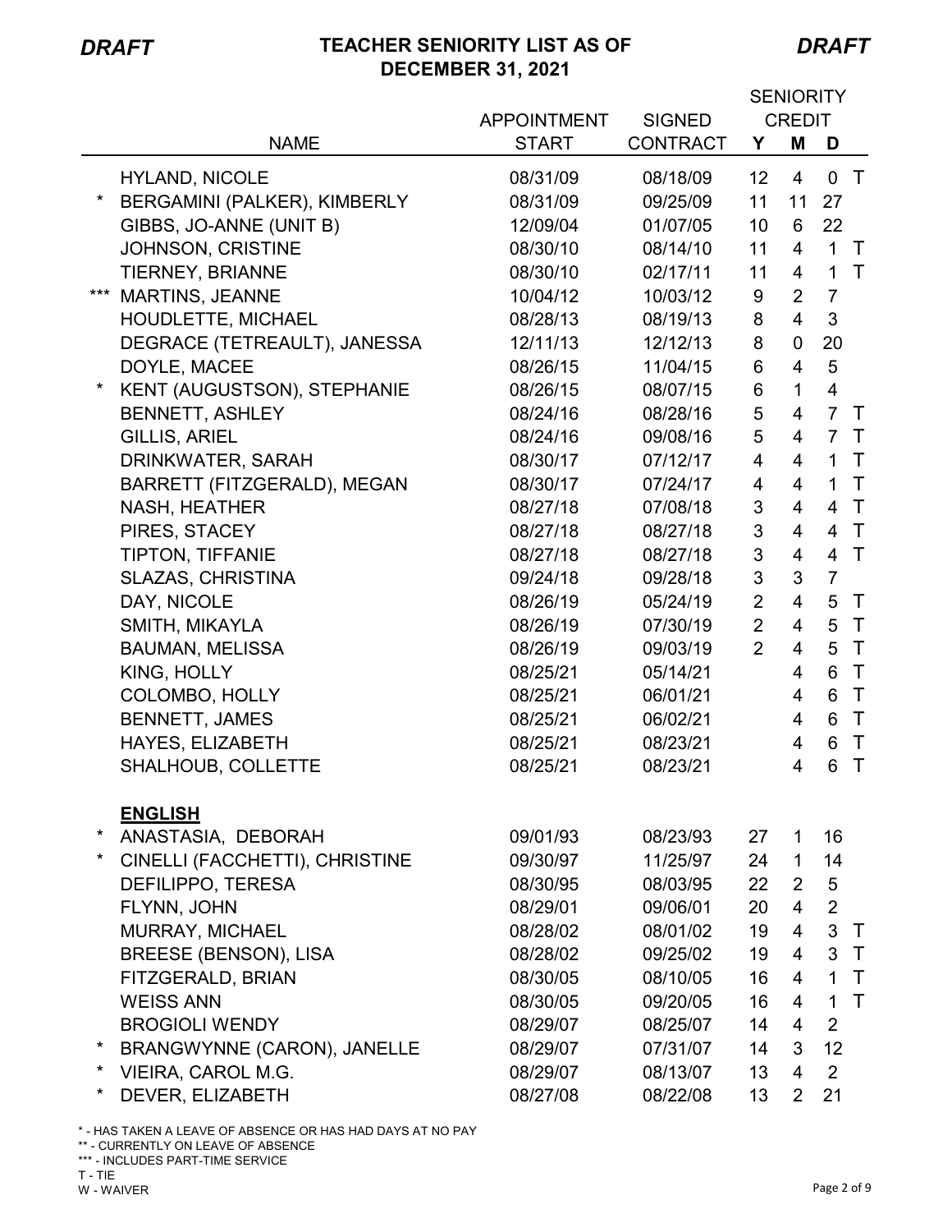*DRAFT* **TEACHER SENIORITY LIST AS OF DECEMBER 31, 2021** *DRAFT*

| | NAME | APPOINTMENT START | SIGNED CONTRACT | SENIORITY CREDIT Y | M | D | |
|---|---|---|---|---|---|---|---|
| | HYLAND, NICOLE | 08/31/09 | 08/18/09 | 12 | 4 | 0 | T |
| * | BERGAMINI (PALKER), KIMBERLY | 08/31/09 | 09/25/09 | 11 | 11 | 27 | |
| | GIBBS, JO-ANNE (UNIT B) | 12/09/04 | 01/07/05 | 10 | 6 | 22 | |
| | JOHNSON, CRISTINE | 08/30/10 | 08/14/10 | 11 | 4 | 1 | T |
| | TIERNEY, BRIANNE | 08/30/10 | 02/17/11 | 11 | 4 | 1 | T |
| *** | MARTINS, JEANNE | 10/04/12 | 10/03/12 | 9 | 2 | 7 | |
| | HOUDLETTE, MICHAEL | 08/28/13 | 08/19/13 | 8 | 4 | 3 | |
| | DEGRACE (TETREAULT), JANESSA | 12/11/13 | 12/12/13 | 8 | 0 | 20 | |
| | DOYLE, MACEE | 08/26/15 | 11/04/15 | 6 | 4 | 5 | |
| * | KENT (AUGUSTSON), STEPHANIE | 08/26/15 | 08/07/15 | 6 | 1 | 4 | |
| | BENNETT, ASHLEY | 08/24/16 | 08/28/16 | 5 | 4 | 7 | T |
| | GILLIS, ARIEL | 08/24/16 | 09/08/16 | 5 | 4 | 7 | T |
| | DRINKWATER, SARAH | 08/30/17 | 07/12/17 | 4 | 4 | 1 | T |
| | BARRETT (FITZGERALD), MEGAN | 08/30/17 | 07/24/17 | 4 | 4 | 1 | T |
| | NASH, HEATHER | 08/27/18 | 07/08/18 | 3 | 4 | 4 | T |
| | PIRES, STACEY | 08/27/18 | 08/27/18 | 3 | 4 | 4 | T |
| | TIPTON, TIFFANIE | 08/27/18 | 08/27/18 | 3 | 4 | 4 | T |
| | SLAZAS, CHRISTINA | 09/24/18 | 09/28/18 | 3 | 3 | 7 | |
| | DAY, NICOLE | 08/26/19 | 05/24/19 | 2 | 4 | 5 | T |
| | SMITH, MIKAYLA | 08/26/19 | 07/30/19 | 2 | 4 | 5 | T |
| | BAUMAN, MELISSA | 08/26/19 | 09/03/19 | 2 | 4 | 5 | T |
| | KING, HOLLY | 08/25/21 | 05/14/21 | | 4 | 6 | T |
| | COLOMBO, HOLLY | 08/25/21 | 06/01/21 | | 4 | 6 | T |
| | BENNETT, JAMES | 08/25/21 | 06/02/21 | | 4 | 6 | T |
| | HAYES, ELIZABETH | 08/25/21 | 08/23/21 | | 4 | 6 | T |
| | SHALHOUB, COLLETTE | 08/25/21 | 08/23/21 | | 4 | 6 | T |
| | **ENGLISH** | | | | | | |
| * | ANASTASIA, DEBORAH | 09/01/93 | 08/23/93 | 27 | 1 | 16 | |
| * | CINELLI (FACCHETTI), CHRISTINE | 09/30/97 | 11/25/97 | 24 | 1 | 14 | |
| | DEFILIPPO, TERESA | 08/30/95 | 08/03/95 | 22 | 2 | 5 | |
| | FLYNN, JOHN | 08/29/01 | 09/06/01 | 20 | 4 | 2 | |
| | MURRAY, MICHAEL | 08/28/02 | 08/01/02 | 19 | 4 | 3 | T |
| | BREESE (BENSON), LISA | 08/28/02 | 09/25/02 | 19 | 4 | 3 | T |
| | FITZGERALD, BRIAN | 08/30/05 | 08/10/05 | 16 | 4 | 1 | T |
| | WEISS ANN | 08/30/05 | 09/20/05 | 16 | 4 | 1 | T |
| | BROGIOLI WENDY | 08/29/07 | 08/25/07 | 14 | 4 | 2 | |
| * | BRANGWYNNE (CARON), JANELLE | 08/29/07 | 07/31/07 | 14 | 3 | 12 | |
| * | VIEIRA, CAROL M.G. | 08/29/07 | 08/13/07 | 13 | 4 | 2 | |
| * | DEVER, ELIZABETH | 08/27/08 | 08/22/08 | 13 | 2 | 21 | |

\* - HAS TAKEN A LEAVE OF ABSENCE OR HAS HAD DAYS AT NO PAY
** - CURRENTLY ON LEAVE OF ABSENCE
*** - INCLUDES PART-TIME SERVICE
T - TIE
W - WAIVER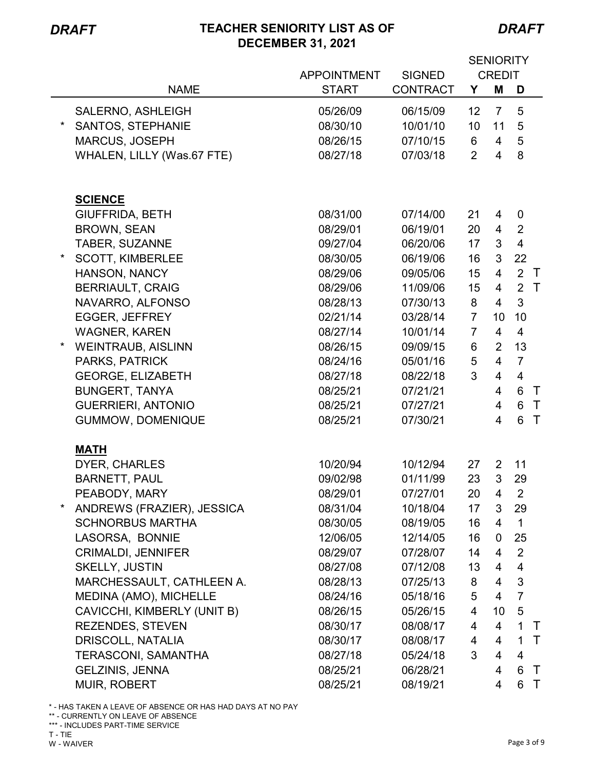*DRAFT* **TEACHER SENIORITY LIST AS OF DECEMBER 31, 2021** *DRAFT*

| | NAME | APPOINTMENT START | SIGNED CONTRACT | SENIORITY CREDIT Y | M | D | |
|---|---|---|---|---|---|---|---|
| | SALERNO, ASHLEIGH | 05/26/09 | 06/15/09 | 12 | 7 | 5 | |
| * | SANTOS, STEPHANIE | 08/30/10 | 10/01/10 | 10 | 11 | 5 | |
| | MARCUS, JOSEPH | 08/26/15 | 07/10/15 | 6 | 4 | 5 | |
| | WHALEN, LILLY (Was.67 FTE) | 08/27/18 | 07/03/18 | 2 | 4 | 8 | |
| | **SCIENCE** | | | | | | |
| | GIUFFRIDA, BETH | 08/31/00 | 07/14/00 | 21 | 4 | 0 | |
| | BROWN, SEAN | 08/29/01 | 06/19/01 | 20 | 4 | 2 | |
| | TABER, SUZANNE | 09/27/04 | 06/20/06 | 17 | 3 | 4 | |
| * | SCOTT, KIMBERLEE | 08/30/05 | 06/19/06 | 16 | 3 | 22 | |
| | HANSON, NANCY | 08/29/06 | 09/05/06 | 15 | 4 | 2 | T |
| | BERRIAULT, CRAIG | 08/29/06 | 11/09/06 | 15 | 4 | 2 | T |
| | NAVARRO, ALFONSO | 08/28/13 | 07/30/13 | 8 | 4 | 3 | |
| | EGGER, JEFFREY | 02/21/14 | 03/28/14 | 7 | 10 | 10 | |
| | WAGNER, KAREN | 08/27/14 | 10/01/14 | 7 | 4 | 4 | |
| * | WEINTRAUB, AISLINN | 08/26/15 | 09/09/15 | 6 | 2 | 13 | |
| | PARKS, PATRICK | 08/24/16 | 05/01/16 | 5 | 4 | 7 | |
| | GEORGE, ELIZABETH | 08/27/18 | 08/22/18 | 3 | 4 | 4 | |
| | BUNGERT, TANYA | 08/25/21 | 07/21/21 | | 4 | 6 | T |
| | GUERRIERI, ANTONIO | 08/25/21 | 07/27/21 | | 4 | 6 | T |
| | GUMMOW, DOMENIQUE | 08/25/21 | 07/30/21 | | 4 | 6 | T |
| | **MATH** | | | | | | |
| | DYER, CHARLES | 10/20/94 | 10/12/94 | 27 | 2 | 11 | |
| | BARNETT, PAUL | 09/02/98 | 01/11/99 | 23 | 3 | 29 | |
| | PEABODY, MARY | 08/29/01 | 07/27/01 | 20 | 4 | 2 | |
| * | ANDREWS (FRAZIER), JESSICA | 08/31/04 | 10/18/04 | 17 | 3 | 29 | |
| | SCHNORBUS MARTHA | 08/30/05 | 08/19/05 | 16 | 4 | 1 | |
| | LASORSA, BONNIE | 12/06/05 | 12/14/05 | 16 | 0 | 25 | |
| | CRIMALDI, JENNIFER | 08/29/07 | 07/28/07 | 14 | 4 | 2 | |
| | SKELLY, JUSTIN | 08/27/08 | 07/12/08 | 13 | 4 | 4 | |
| | MARCHESSAULT, CATHLEEN A. | 08/28/13 | 07/25/13 | 8 | 4 | 3 | |
| | MEDINA (AMO), MICHELLE | 08/24/16 | 05/18/16 | 5 | 4 | 7 | |
| | CAVICCHI, KIMBERLY (UNIT B) | 08/26/15 | 05/26/15 | 4 | 10 | 5 | |
| | REZENDES, STEVEN | 08/30/17 | 08/08/17 | 4 | 4 | 1 | T |
| | DRISCOLL, NATALIA | 08/30/17 | 08/08/17 | 4 | 4 | 1 | T |
| | TERASCONI, SAMANTHA | 08/27/18 | 05/24/18 | 3 | 4 | 4 | |
| | GELZINIS, JENNA | 08/25/21 | 06/28/21 | | 4 | 6 | T |
| | MUIR, ROBERT | 08/25/21 | 08/19/21 | | 4 | 6 | T |

\* - HAS TAKEN A LEAVE OF ABSENCE OR HAS HAD DAYS AT NO PAY
\*\* - CURRENTLY ON LEAVE OF ABSENCE
\*\*\* - INCLUDES PART-TIME SERVICE
T - TIE
W - WAIVER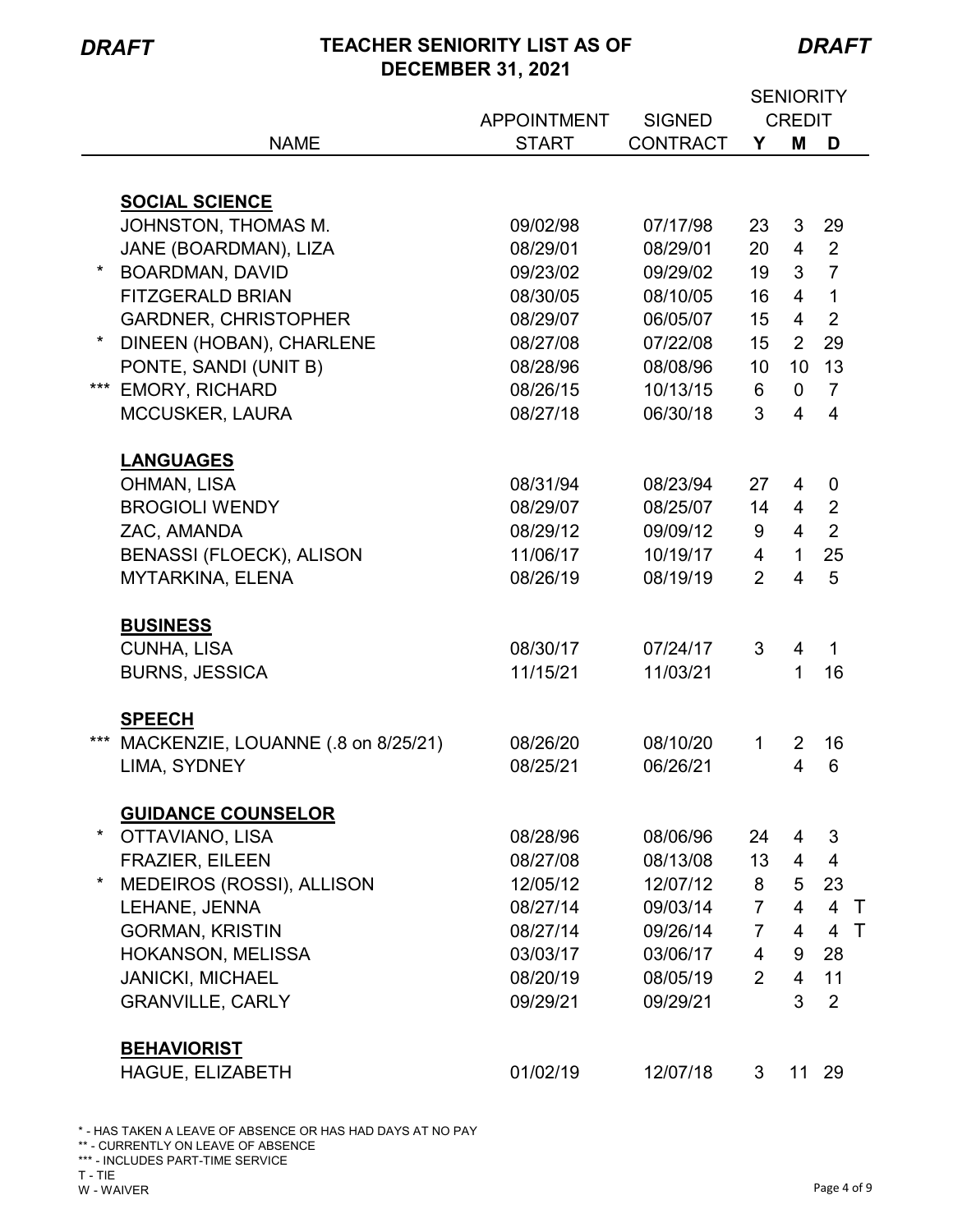*DRAFT* **TEACHER SENIORITY LIST AS OF DECEMBER 31, 2021** *DRAFT*

| | NAME | APPOINTMENT START | SIGNED CONTRACT | SENIORITY CREDIT Y | M | D | |
|---|---|---|---|---|---|---|---|
| | **SOCIAL SCIENCE** | | | | | | |
| | JOHNSTON, THOMAS M. | 09/02/98 | 07/17/98 | 23 | 3 | 29 | |
| | JANE (BOARDMAN), LIZA | 08/29/01 | 08/29/01 | 20 | 4 | 2 | |
| * | BOARDMAN, DAVID | 09/23/02 | 09/29/02 | 19 | 3 | 7 | |
| | FITZGERALD BRIAN | 08/30/05 | 08/10/05 | 16 | 4 | 1 | |
| | GARDNER, CHRISTOPHER | 08/29/07 | 06/05/07 | 15 | 4 | 2 | |
| * | DINEEN (HOBAN), CHARLENE | 08/27/08 | 07/22/08 | 15 | 2 | 29 | |
| | PONTE, SANDI (UNIT B) | 08/28/96 | 08/08/96 | 10 | 10 | 13 | |
| *** | EMORY, RICHARD | 08/26/15 | 10/13/15 | 6 | 0 | 7 | |
| | MCCUSKER, LAURA | 08/27/18 | 06/30/18 | 3 | 4 | 4 | |
| | **LANGUAGES** | | | | | | |
| | OHMAN, LISA | 08/31/94 | 08/23/94 | 27 | 4 | 0 | |
| | BROGIOLI WENDY | 08/29/07 | 08/25/07 | 14 | 4 | 2 | |
| | ZAC, AMANDA | 08/29/12 | 09/09/12 | 9 | 4 | 2 | |
| | BENASSI (FLOECK), ALISON | 11/06/17 | 10/19/17 | 4 | 1 | 25 | |
| | MYTARKINA, ELENA | 08/26/19 | 08/19/19 | 2 | 4 | 5 | |
| | **BUSINESS** | | | | | | |
| | CUNHA, LISA | 08/30/17 | 07/24/17 | 3 | 4 | 1 | |
| | BURNS, JESSICA | 11/15/21 | 11/03/21 | | 1 | 16 | |
| | **SPEECH** | | | | | | |
| *** | MACKENZIE, LOUANNE (.8 on 8/25/21) | 08/26/20 | 08/10/20 | 1 | 2 | 16 | |
| | LIMA, SYDNEY | 08/25/21 | 06/26/21 | | 4 | 6 | |
| | **GUIDANCE COUNSELOR** | | | | | | |
| * | OTTAVIANO, LISA | 08/28/96 | 08/06/96 | 24 | 4 | 3 | |
| | FRAZIER, EILEEN | 08/27/08 | 08/13/08 | 13 | 4 | 4 | |
| * | MEDEIROS (ROSSI), ALLISON | 12/05/12 | 12/07/12 | 8 | 5 | 23 | |
| | LEHANE, JENNA | 08/27/14 | 09/03/14 | 7 | 4 | 4 | T |
| | GORMAN, KRISTIN | 08/27/14 | 09/26/14 | 7 | 4 | 4 | T |
| | HOKANSON, MELISSA | 03/03/17 | 03/06/17 | 4 | 9 | 28 | |
| | JANICKI, MICHAEL | 08/20/19 | 08/05/19 | 2 | 4 | 11 | |
| | GRANVILLE, CARLY | 09/29/21 | 09/29/21 | | 3 | 2 | |
| | **BEHAVIORIST** | | | | | | |
| | HAGUE, ELIZABETH | 01/02/19 | 12/07/18 | 3 | 11 | 29 | |

\* - HAS TAKEN A LEAVE OF ABSENCE OR HAS HAD DAYS AT NO PAY
** - CURRENTLY ON LEAVE OF ABSENCE
*** - INCLUDES PART-TIME SERVICE
T - TIE
W - WAIVER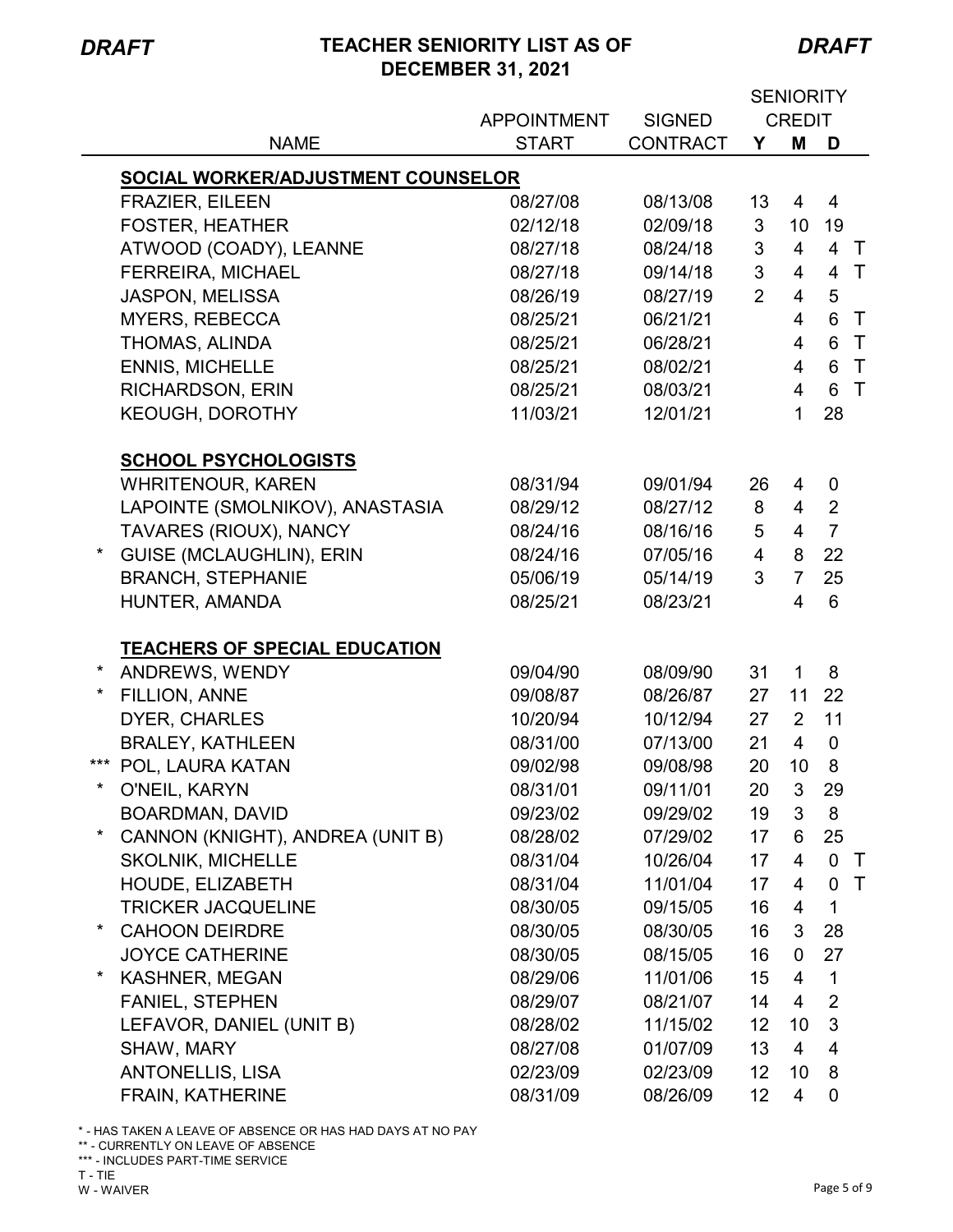*DRAFT* **TEACHER SENIORITY LIST AS OF DECEMBER 31, 2021** *DRAFT*

| | NAME | APPOINTMENT START | SIGNED CONTRACT | SENIORITY CREDIT Y | M | D | |
|---|---|---|---|---|---|---|---|
| | **SOCIAL WORKER/ADJUSTMENT COUNSELOR** | | | | | | |
| | FRAZIER, EILEEN | 08/27/08 | 08/13/08 | 13 | 4 | 4 | |
| | FOSTER, HEATHER | 02/12/18 | 02/09/18 | 3 | 10 | 19 | |
| | ATWOOD (COADY), LEANNE | 08/27/18 | 08/24/18 | 3 | 4 | 4 | T |
| | FERREIRA, MICHAEL | 08/27/18 | 09/14/18 | 3 | 4 | 4 | T |
| | JASPON, MELISSA | 08/26/19 | 08/27/19 | 2 | 4 | 5 | |
| | MYERS, REBECCA | 08/25/21 | 06/21/21 | | 4 | 6 | T |
| | THOMAS, ALINDA | 08/25/21 | 06/28/21 | | 4 | 6 | T |
| | ENNIS, MICHELLE | 08/25/21 | 08/02/21 | | 4 | 6 | T |
| | RICHARDSON, ERIN | 08/25/21 | 08/03/21 | | 4 | 6 | T |
| | KEOUGH, DOROTHY | 11/03/21 | 12/01/21 | | 1 | 28 | |
| | **SCHOOL PSYCHOLOGISTS** | | | | | | |
| | WHRITENOUR, KAREN | 08/31/94 | 09/01/94 | 26 | 4 | 0 | |
| | LAPOINTE (SMOLNIKOV), ANASTASIA | 08/29/12 | 08/27/12 | 8 | 4 | 2 | |
| | TAVARES (RIOUX), NANCY | 08/24/16 | 08/16/16 | 5 | 4 | 7 | |
| * | GUISE (MCLAUGHLIN), ERIN | 08/24/16 | 07/05/16 | 4 | 8 | 22 | |
| | BRANCH, STEPHANIE | 05/06/19 | 05/14/19 | 3 | 7 | 25 | |
| | HUNTER, AMANDA | 08/25/21 | 08/23/21 | | 4 | 6 | |
| | **TEACHERS OF SPECIAL EDUCATION** | | | | | | |
| * | ANDREWS, WENDY | 09/04/90 | 08/09/90 | 31 | 1 | 8 | |
| * | FILLION, ANNE | 09/08/87 | 08/26/87 | 27 | 11 | 22 | |
| | DYER, CHARLES | 10/20/94 | 10/12/94 | 27 | 2 | 11 | |
| | BRALEY, KATHLEEN | 08/31/00 | 07/13/00 | 21 | 4 | 0 | |
| *** | POL, LAURA KATAN | 09/02/98 | 09/08/98 | 20 | 10 | 8 | |
| * | O'NEIL, KARYN | 08/31/01 | 09/11/01 | 20 | 3 | 29 | |
| | BOARDMAN, DAVID | 09/23/02 | 09/29/02 | 19 | 3 | 8 | |
| * | CANNON (KNIGHT), ANDREA (UNIT B) | 08/28/02 | 07/29/02 | 17 | 6 | 25 | |
| | SKOLNIK, MICHELLE | 08/31/04 | 10/26/04 | 17 | 4 | 0 | T |
| | HOUDE, ELIZABETH | 08/31/04 | 11/01/04 | 17 | 4 | 0 | T |
| | TRICKER JACQUELINE | 08/30/05 | 09/15/05 | 16 | 4 | 1 | |
| * | CAHOON DEIRDRE | 08/30/05 | 08/30/05 | 16 | 3 | 28 | |
| | JOYCE CATHERINE | 08/30/05 | 08/15/05 | 16 | 0 | 27 | |
| * | KASHNER, MEGAN | 08/29/06 | 11/01/06 | 15 | 4 | 1 | |
| | FANIEL, STEPHEN | 08/29/07 | 08/21/07 | 14 | 4 | 2 | |
| | LEFAVOR, DANIEL (UNIT B) | 08/28/02 | 11/15/02 | 12 | 10 | 3 | |
| | SHAW, MARY | 08/27/08 | 01/07/09 | 13 | 4 | 4 | |
| | ANTONELLIS, LISA | 02/23/09 | 02/23/09 | 12 | 10 | 8 | |
| | FRAIN, KATHERINE | 08/31/09 | 08/26/09 | 12 | 4 | 0 | |

\* - HAS TAKEN A LEAVE OF ABSENCE OR HAS HAD DAYS AT NO PAY
\** - CURRENTLY ON LEAVE OF ABSENCE
\*** - INCLUDES PART-TIME SERVICE
T - TIE
W - WAIVER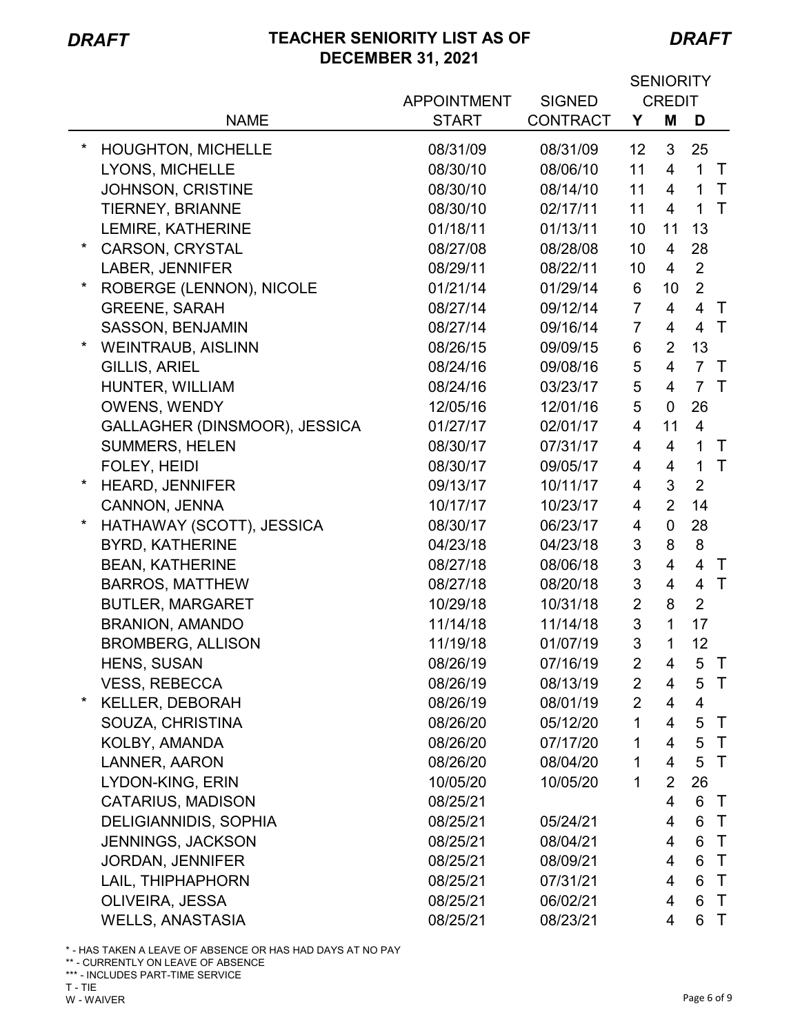*DRAFT*

# TEACHER SENIORITY LIST AS OF DECEMBER 31, 2021

*DRAFT*

| | NAME | APPOINTMENT START | SIGNED CONTRACT | SENIORITY CREDIT Y | M | D | |
|---|---|---|---|---|---|---|---|
| * | HOUGHTON, MICHELLE | 08/31/09 | 08/31/09 | 12 | 3 | 25 | |
| | LYONS, MICHELLE | 08/30/10 | 08/06/10 | 11 | 4 | 1 | T |
| | JOHNSON, CRISTINE | 08/30/10 | 08/14/10 | 11 | 4 | 1 | T |
| | TIERNEY, BRIANNE | 08/30/10 | 02/17/11 | 11 | 4 | 1 | T |
| | LEMIRE, KATHERINE | 01/18/11 | 01/13/11 | 10 | 11 | 13 | |
| * | CARSON, CRYSTAL | 08/27/08 | 08/28/08 | 10 | 4 | 28 | |
| | LABER, JENNIFER | 08/29/11 | 08/22/11 | 10 | 4 | 2 | |
| * | ROBERGE (LENNON), NICOLE | 01/21/14 | 01/29/14 | 6 | 10 | 2 | |
| | GREENE, SARAH | 08/27/14 | 09/12/14 | 7 | 4 | 4 | T |
| | SASSON, BENJAMIN | 08/27/14 | 09/16/14 | 7 | 4 | 4 | T |
| * | WEINTRAUB, AISLINN | 08/26/15 | 09/09/15 | 6 | 2 | 13 | |
| | GILLIS, ARIEL | 08/24/16 | 09/08/16 | 5 | 4 | 7 | T |
| | HUNTER, WILLIAM | 08/24/16 | 03/23/17 | 5 | 4 | 7 | T |
| | OWENS, WENDY | 12/05/16 | 12/01/16 | 5 | 0 | 26 | |
| | GALLAGHER (DINSMOOR), JESSICA | 01/27/17 | 02/01/17 | 4 | 11 | 4 | |
| | SUMMERS, HELEN | 08/30/17 | 07/31/17 | 4 | 4 | 1 | T |
| | FOLEY, HEIDI | 08/30/17 | 09/05/17 | 4 | 4 | 1 | T |
| * | HEARD, JENNIFER | 09/13/17 | 10/11/17 | 4 | 3 | 2 | |
| | CANNON, JENNA | 10/17/17 | 10/23/17 | 4 | 2 | 14 | |
| * | HATHAWAY (SCOTT), JESSICA | 08/30/17 | 06/23/17 | 4 | 0 | 28 | |
| | BYRD, KATHERINE | 04/23/18 | 04/23/18 | 3 | 8 | 8 | |
| | BEAN, KATHERINE | 08/27/18 | 08/06/18 | 3 | 4 | 4 | T |
| | BARROS, MATTHEW | 08/27/18 | 08/20/18 | 3 | 4 | 4 | T |
| | BUTLER, MARGARET | 10/29/18 | 10/31/18 | 2 | 8 | 2 | |
| | BRANION, AMANDO | 11/14/18 | 11/14/18 | 3 | 1 | 17 | |
| | BROMBERG, ALLISON | 11/19/18 | 01/07/19 | 3 | 1 | 12 | |
| | HENS, SUSAN | 08/26/19 | 07/16/19 | 2 | 4 | 5 | T |
| | VESS, REBECCA | 08/26/19 | 08/13/19 | 2 | 4 | 5 | T |
| * | KELLER, DEBORAH | 08/26/19 | 08/01/19 | 2 | 4 | 4 | |
| | SOUZA, CHRISTINA | 08/26/20 | 05/12/20 | 1 | 4 | 5 | T |
| | KOLBY, AMANDA | 08/26/20 | 07/17/20 | 1 | 4 | 5 | T |
| | LANNER, AARON | 08/26/20 | 08/04/20 | 1 | 4 | 5 | T |
| | LYDON-KING, ERIN | 10/05/20 | 10/05/20 | 1 | 2 | 26 | |
| | CATARIUS, MADISON | 08/25/21 | | | 4 | 6 | T |
| | DELIGIANNIDIS, SOPHIA | 08/25/21 | 05/24/21 | | 4 | 6 | T |
| | JENNINGS, JACKSON | 08/25/21 | 08/04/21 | | 4 | 6 | T |
| | JORDAN, JENNIFER | 08/25/21 | 08/09/21 | | 4 | 6 | T |
| | LAIL, THIPHAPHORN | 08/25/21 | 07/31/21 | | 4 | 6 | T |
| | OLIVEIRA, JESSA | 08/25/21 | 06/02/21 | | 4 | 6 | T |
| | WELLS, ANASTASIA | 08/25/21 | 08/23/21 | | 4 | 6 | T |

\* - HAS TAKEN A LEAVE OF ABSENCE OR HAS HAD DAYS AT NO PAY
** - CURRENTLY ON LEAVE OF ABSENCE
*** - INCLUDES PART-TIME SERVICE
T - TIE
W - WAIVER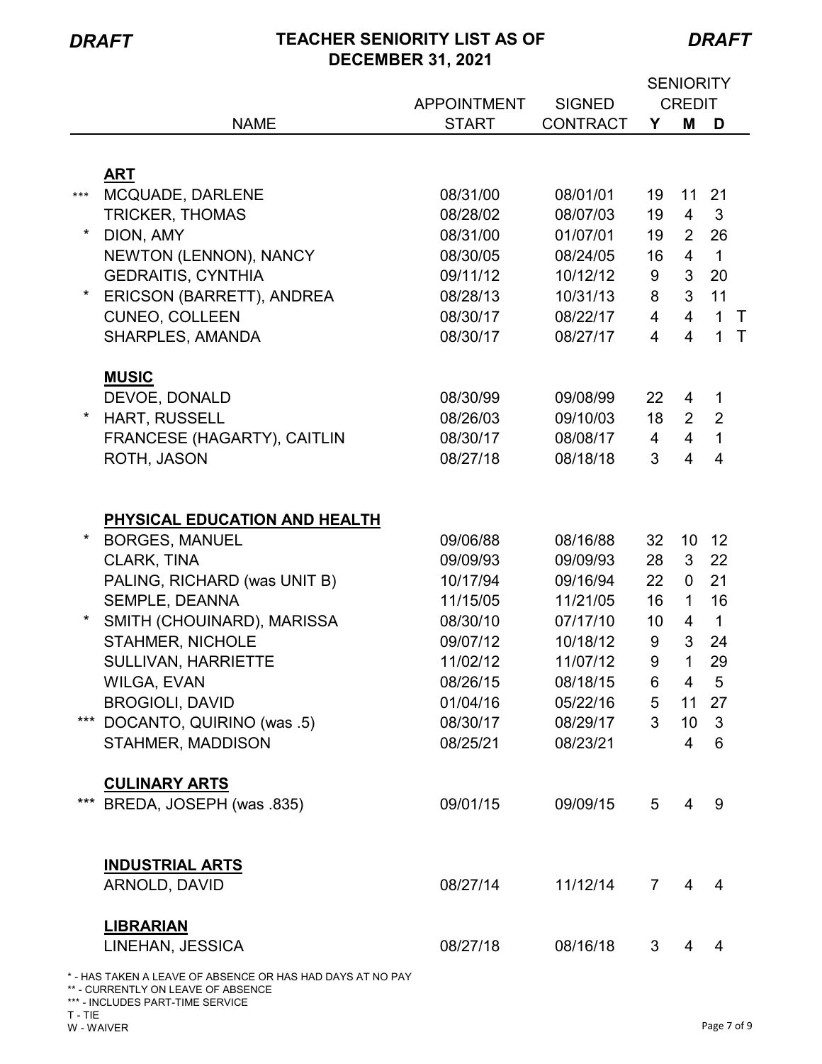*DRAFT* **TEACHER SENIORITY LIST AS OF DECEMBER 31, 2021** *DRAFT*

| | NAME | APPOINTMENT START | SIGNED CONTRACT | SENIORITY CREDIT Y | M | D | |
|---|---|---|---|---|---|---|---|
| | **ART** | | | | | | |
| *** | MCQUADE, DARLENE | 08/31/00 | 08/01/01 | 19 | 11 | 21 | |
| | TRICKER, THOMAS | 08/28/02 | 08/07/03 | 19 | 4 | 3 | |
| * | DION, AMY | 08/31/00 | 01/07/01 | 19 | 2 | 26 | |
| | NEWTON (LENNON), NANCY | 08/30/05 | 08/24/05 | 16 | 4 | 1 | |
| | GEDRAITIS, CYNTHIA | 09/11/12 | 10/12/12 | 9 | 3 | 20 | |
| * | ERICSON (BARRETT), ANDREA | 08/28/13 | 10/31/13 | 8 | 3 | 11 | |
| | CUNEO, COLLEEN | 08/30/17 | 08/22/17 | 4 | 4 | 1 | T |
| | SHARPLES, AMANDA | 08/30/17 | 08/27/17 | 4 | 4 | 1 | T |
| | **MUSIC** | | | | | | |
| | DEVOE, DONALD | 08/30/99 | 09/08/99 | 22 | 4 | 1 | |
| * | HART, RUSSELL | 08/26/03 | 09/10/03 | 18 | 2 | 2 | |
| | FRANCESE (HAGARTY), CAITLIN | 08/30/17 | 08/08/17 | 4 | 4 | 1 | |
| | ROTH, JASON | 08/27/18 | 08/18/18 | 3 | 4 | 4 | |
| | **PHYSICAL EDUCATION AND HEALTH** | | | | | | |
| * | BORGES, MANUEL | 09/06/88 | 08/16/88 | 32 | 10 | 12 | |
| | CLARK, TINA | 09/09/93 | 09/09/93 | 28 | 3 | 22 | |
| | PALING, RICHARD (was UNIT B) | 10/17/94 | 09/16/94 | 22 | 0 | 21 | |
| | SEMPLE, DEANNA | 11/15/05 | 11/21/05 | 16 | 1 | 16 | |
| * | SMITH (CHOUINARD), MARISSA | 08/30/10 | 07/17/10 | 10 | 4 | 1 | |
| | STAHMER, NICHOLE | 09/07/12 | 10/18/12 | 9 | 3 | 24 | |
| | SULLIVAN, HARRIETTE | 11/02/12 | 11/07/12 | 9 | 1 | 29 | |
| | WILGA, EVAN | 08/26/15 | 08/18/15 | 6 | 4 | 5 | |
| | BROGIOLI, DAVID | 01/04/16 | 05/22/16 | 5 | 11 | 27 | |
| *** | DOCANTO, QUIRINO (was .5) | 08/30/17 | 08/29/17 | 3 | 10 | 3 | |
| | STAHMER, MADDISON | 08/25/21 | 08/23/21 | | 4 | 6 | |
| | **CULINARY ARTS** | | | | | | |
| *** | BREDA, JOSEPH (was .835) | 09/01/15 | 09/09/15 | 5 | 4 | 9 | |
| | **INDUSTRIAL ARTS** | | | | | | |
| | ARNOLD, DAVID | 08/27/14 | 11/12/14 | 7 | 4 | 4 | |
| | **LIBRARIAN** | | | | | | |
| | LINEHAN, JESSICA | 08/27/18 | 08/16/18 | 3 | 4 | 4 | |

\* - HAS TAKEN A LEAVE OF ABSENCE OR HAS HAD DAYS AT NO PAY
\** - CURRENTLY ON LEAVE OF ABSENCE
\*** - INCLUDES PART-TIME SERVICE
T - TIE
W - WAIVER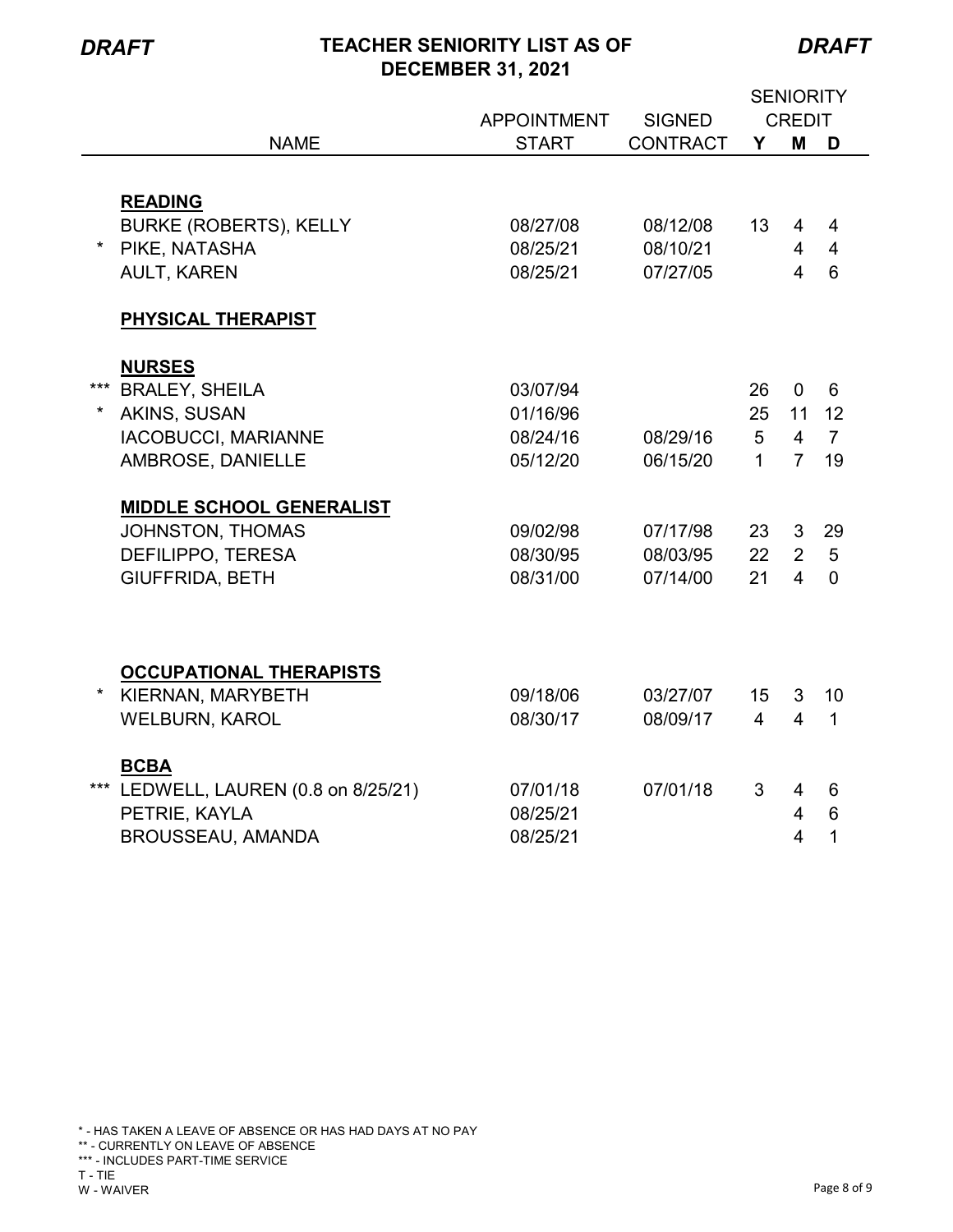*DRAFT* **TEACHER SENIORITY LIST AS OF DECEMBER 31, 2021** *DRAFT*

| | NAME | APPOINTMENT START | SIGNED CONTRACT | SENIORITY CREDIT Y | M | D |
|---|---|---|---|---|---|---|
| | **READING** | | | | | |
| | BURKE (ROBERTS), KELLY | 08/27/08 | 08/12/08 | 13 | 4 | 4 |
| * | PIKE, NATASHA | 08/25/21 | 08/10/21 | | 4 | 4 |
| | AULT, KAREN | 08/25/21 | 07/27/05 | | 4 | 6 |
| | **PHYSICAL THERAPIST** | | | | | |
| | **NURSES** | | | | | |
| *** | BRALEY, SHEILA | 03/07/94 | | 26 | 0 | 6 |
| * | AKINS, SUSAN | 01/16/96 | | 25 | 11 | 12 |
| | IACOBUCCI, MARIANNE | 08/24/16 | 08/29/16 | 5 | 4 | 7 |
| | AMBROSE, DANIELLE | 05/12/20 | 06/15/20 | 1 | 7 | 19 |
| | **MIDDLE SCHOOL GENERALIST** | | | | | |
| | JOHNSTON, THOMAS | 09/02/98 | 07/17/98 | 23 | 3 | 29 |
| | DEFILIPPO, TERESA | 08/30/95 | 08/03/95 | 22 | 2 | 5 |
| | GIUFFRIDA, BETH | 08/31/00 | 07/14/00 | 21 | 4 | 0 |
| | **OCCUPATIONAL THERAPISTS** | | | | | |
| * | KIERNAN, MARYBETH | 09/18/06 | 03/27/07 | 15 | 3 | 10 |
| | WELBURN, KAROL | 08/30/17 | 08/09/17 | 4 | 4 | 1 |
| | **BCBA** | | | | | |
| *** | LEDWELL, LAUREN (0.8 on 8/25/21) | 07/01/18 | 07/01/18 | 3 | 4 | 6 |
| | PETRIE, KAYLA | 08/25/21 | | | 4 | 6 |
| | BROUSSEAU, AMANDA | 08/25/21 | | | 4 | 1 |

\* - HAS TAKEN A LEAVE OF ABSENCE OR HAS HAD DAYS AT NO PAY
\** - CURRENTLY ON LEAVE OF ABSENCE
\*** - INCLUDES PART-TIME SERVICE
T - TIE
W - WAIVER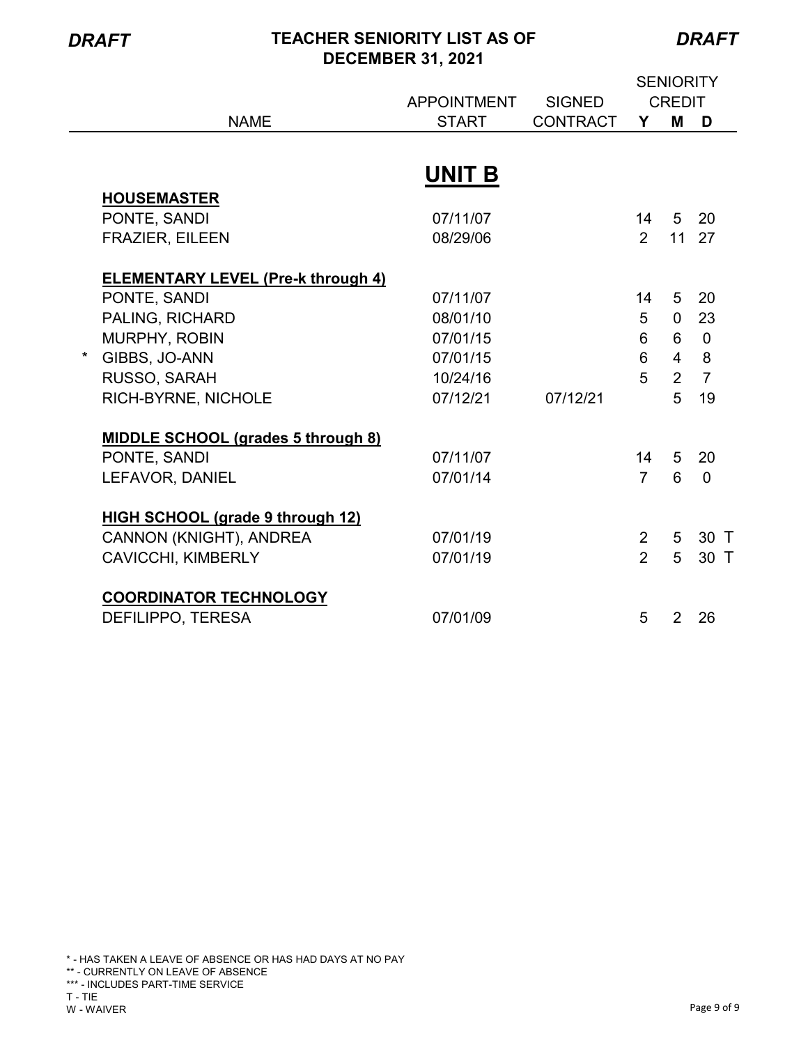*DRAFT* **TEACHER SENIORITY LIST AS OF DECEMBER 31, 2021** *DRAFT*

| | NAME | APPOINTMENT START | SIGNED CONTRACT | SENIORITY CREDIT Y | M | D | |
|---|---|---|---|---|---|---|---|
| | **UNIT B** | | | | | | |
| | **HOUSEMASTER** | | | | | | |
| | PONTE, SANDI | 07/11/07 | | 14 | 5 | 20 | |
| | FRAZIER, EILEEN | 08/29/06 | | 2 | 11 | 27 | |
| | **ELEMENTARY LEVEL (Pre-k through 4)** | | | | | | |
| | PONTE, SANDI | 07/11/07 | | 14 | 5 | 20 | |
| | PALING, RICHARD | 08/01/10 | | 5 | 0 | 23 | |
| | MURPHY, ROBIN | 07/01/15 | | 6 | 6 | 0 | |
| * | GIBBS, JO-ANN | 07/01/15 | | 6 | 4 | 8 | |
| | RUSSO, SARAH | 10/24/16 | | 5 | 2 | 7 | |
| | RICH-BYRNE, NICHOLE | 07/12/21 | 07/12/21 | | 5 | 19 | |
| | **MIDDLE SCHOOL (grades 5 through 8)** | | | | | | |
| | PONTE, SANDI | 07/11/07 | | 14 | 5 | 20 | |
| | LEFAVOR, DANIEL | 07/01/14 | | 7 | 6 | 0 | |
| | **HIGH SCHOOL (grade 9 through 12)** | | | | | | |
| | CANNON (KNIGHT), ANDREA | 07/01/19 | | 2 | 5 | 30 | T |
| | CAVICCHI, KIMBERLY | 07/01/19 | | 2 | 5 | 30 | T |
| | **COORDINATOR TECHNOLOGY** | | | | | | |
| | DEFILIPPO, TERESA | 07/01/09 | | 5 | 2 | 26 | |

\* - HAS TAKEN A LEAVE OF ABSENCE OR HAS HAD DAYS AT NO PAY
** - CURRENTLY ON LEAVE OF ABSENCE
*** - INCLUDES PART-TIME SERVICE
T - TIE
W - WAIVER